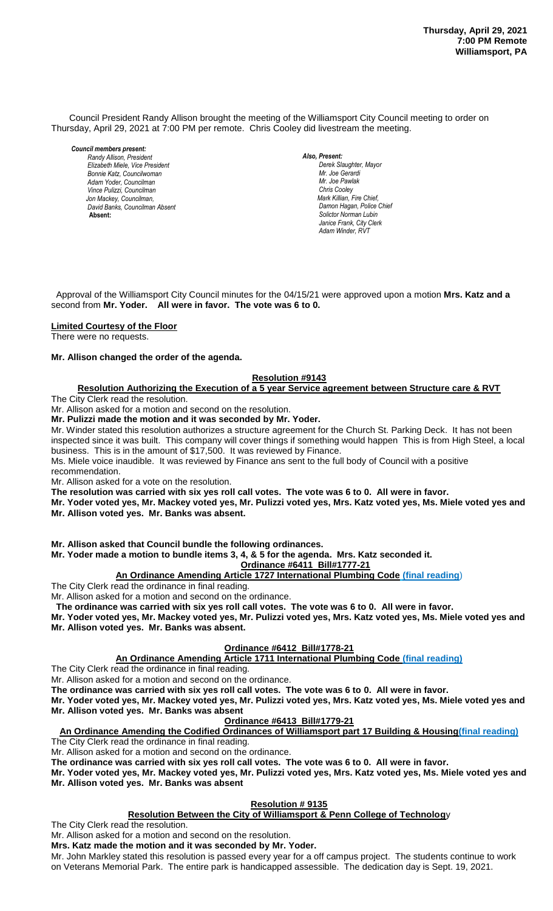**Thursday, April 29, 2021**
**7:00 PM Remote**
**Williamsport, PA**

Council President Randy Allison brought the meeting of the Williamsport City Council meeting to order on Thursday, April 29, 2021 at 7:00 PM per remote. Chris Cooley did livestream the meeting.

***Council members present:***
*Randy Allison, President*
*Elizabeth Miele, Vice President*
*Bonnie Katz, Councilwoman*
*Adam Yoder, Councilman*
*Vince Pulizzi, Councilman*
*Jon Mackey, Councilman,*
*David Banks, Councilman Absent*
**Absent:**

***Also, Present:***
*Derek Slaughter, Mayor*
*Mr. Joe Gerardi*
*Mr. Joe Pawlak*
*Chris Cooley*
*Mark Killian, Fire Chief,*
*Damon Hagan, Police Chief*
*Solictor Norman Lubin*
*Janice Frank, City Clerk*
*Adam Winder, RVT*

Approval of the Williamsport City Council minutes for the 04/15/21 were approved upon a motion **Mrs. Katz and a** second from **Mr. Yoder. All were in favor. The vote was 6 to 0.**

**Limited Courtesy of the Floor**

There were no requests.

**Mr. Allison changed the order of the agenda.**

**Resolution #9143**

**Resolution Authorizing the Execution of a 5 year Service agreement between Structure care & RVT**

The City Clerk read the resolution.

Mr. Allison asked for a motion and second on the resolution.

**Mr. Pulizzi made the motion and it was seconded by Mr. Yoder.**

Mr. Winder stated this resolution authorizes a structure agreement for the Church St. Parking Deck. It has not been inspected since it was built. This company will cover things if something would happen This is from High Steel, a local business. This is in the amount of $17,500. It was reviewed by Finance.

Ms. Miele voice inaudible. It was reviewed by Finance ans sent to the full body of Council with a positive recommendation.

Mr. Allison asked for a vote on the resolution.

**The resolution was carried with six yes roll call votes. The vote was 6 to 0. All were in favor.**

**Mr. Yoder voted yes, Mr. Mackey voted yes, Mr. Pulizzi voted yes, Mrs. Katz voted yes, Ms. Miele voted yes and Mr. Allison voted yes. Mr. Banks was absent.**

**Mr. Allison asked that Council bundle the following ordinances.**

**Mr. Yoder made a motion to bundle items 3, 4, & 5 for the agenda. Mrs. Katz seconded it.**

**Ordinance #6411 Bill#1777-21**

**An Ordinance Amending Article 1727 International Plumbing Code (final reading)**

The City Clerk read the ordinance in final reading.

Mr. Allison asked for a motion and second on the ordinance.

**The ordinance was carried with six yes roll call votes. The vote was 6 to 0. All were in favor.**

**Mr. Yoder voted yes, Mr. Mackey voted yes, Mr. Pulizzi voted yes, Mrs. Katz voted yes, Ms. Miele voted yes and Mr. Allison voted yes. Mr. Banks was absent.**

**Ordinance #6412 Bill#1778-21**

**An Ordinance Amending Article 1711 International Plumbing Code (final reading)**

The City Clerk read the ordinance in final reading.

Mr. Allison asked for a motion and second on the ordinance.

**The ordinance was carried with six yes roll call votes. The vote was 6 to 0. All were in favor.**

**Mr. Yoder voted yes, Mr. Mackey voted yes, Mr. Pulizzi voted yes, Mrs. Katz voted yes, Ms. Miele voted yes and Mr. Allison voted yes. Mr. Banks was absent**

**Ordinance #6413 Bill#1779-21**

**An Ordinance Amending the Codified Ordinances of Williamsport part 17 Building & Housing(final reading)**

The City Clerk read the ordinance in final reading.

Mr. Allison asked for a motion and second on the ordinance.

**The ordinance was carried with six yes roll call votes. The vote was 6 to 0. All were in favor.**

**Mr. Yoder voted yes, Mr. Mackey voted yes, Mr. Pulizzi voted yes, Mrs. Katz voted yes, Ms. Miele voted yes and Mr. Allison voted yes. Mr. Banks was absent**

**Resolution # 9135**

**Resolution Between the City of Williamsport & Penn College of Technology**

The City Clerk read the resolution.

Mr. Allison asked for a motion and second on the resolution.

**Mrs. Katz made the motion and it was seconded by Mr. Yoder.**

Mr. John Markley stated this resolution is passed every year for a off campus project. The students continue to work on Veterans Memorial Park. The entire park is handicapped assessible. The dedication day is Sept. 19, 2021.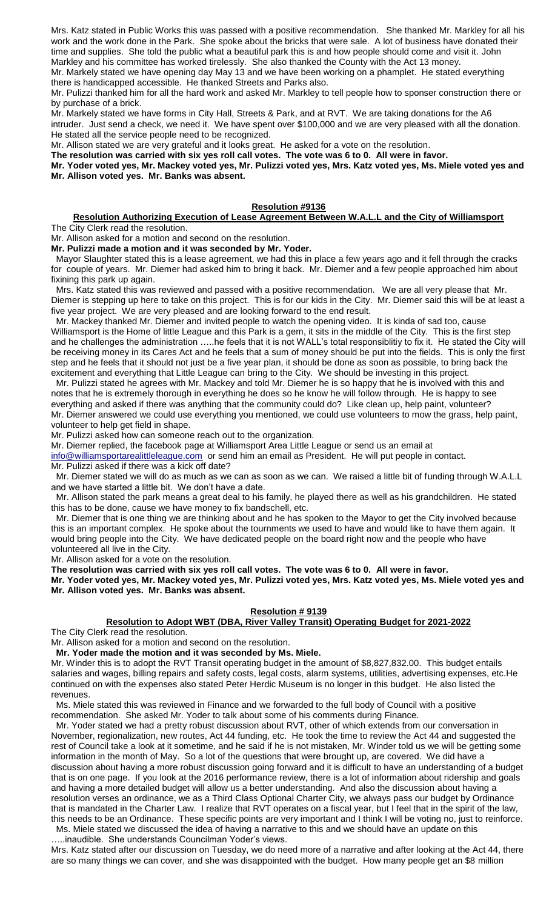Mrs. Katz stated in Public Works this was passed with a positive recommendation. She thanked Mr. Markley for all his work and the work done in the Park. She spoke about the bricks that were sale. A lot of business have donated their time and supplies. She told the public what a beautiful park this is and how people should come and visit it. John Markley and his committee has worked tirelessly. She also thanked the County with the Act 13 money.

Mr. Markely stated we have opening day May 13 and we have been working on a phamplet. He stated everything there is handicapped accessible. He thanked Streets and Parks also.

Mr. Pulizzi thanked him for all the hard work and asked Mr. Markley to tell people how to sponser construction there or by purchase of a brick.

Mr. Markely stated we have forms in City Hall, Streets & Park, and at RVT. We are taking donations for the A6 intruder. Just send a check, we need it. We have spent over $100,000 and we are very pleased with all the donation. He stated all the service people need to be recognized.

Mr. Allison stated we are very grateful and it looks great. He asked for a vote on the resolution.

**The resolution was carried with six yes roll call votes. The vote was 6 to 0. All were in favor.**

**Mr. Yoder voted yes, Mr. Mackey voted yes, Mr. Pulizzi voted yes, Mrs. Katz voted yes, Ms. Miele voted yes and Mr. Allison voted yes. Mr. Banks was absent.**

## Resolution #9136

### Resolution Authorizing Execution of Lease Agreement Between W.A.L.L and the City of Williamsport

The City Clerk read the resolution.

Mr. Allison asked for a motion and second on the resolution.

**Mr. Pulizzi made a motion and it was seconded by Mr. Yoder.**

Mayor Slaughter stated this is a lease agreement, we had this in place a few years ago and it fell through the cracks for couple of years. Mr. Diemer had asked him to bring it back. Mr. Diemer and a few people approached him about fixining this park up again.

Mrs. Katz stated this was reviewed and passed with a positive recommendation. We are all very please that Mr. Diemer is stepping up here to take on this project. This is for our kids in the City. Mr. Diemer said this will be at least a five year project. We are very pleased and are looking forward to the end result.

Mr. Mackey thanked Mr. Diemer and invited people to watch the opening video. It is kinda of sad too, cause Williamsport is the Home of little League and this Park is a gem, it sits in the middle of the City. This is the first step and he challenges the administration …..he feels that it is not WALL's total responsiblitiy to fix it. He stated the City will be receiving money in its Cares Act and he feels that a sum of money should be put into the fields. This is only the first step and he feels that it should not just be a five year plan, it should be done as soon as possible, to bring back the excitement and everything that Little League can bring to the City. We should be investing in this project.

Mr. Pulizzi stated he agrees with Mr. Mackey and told Mr. Diemer he is so happy that he is involved with this and notes that he is extremely thorough in everything he does so he know he will follow through. He is happy to see everything and asked if there was anything that the community could do? Like clean up, help paint, volunteer?

Mr. Diemer answered we could use everything you mentioned, we could use volunteers to mow the grass, help paint, volunteer to help get field in shape.

Mr. Pulizzi asked how can someone reach out to the organization.

Mr. Diemer replied, the facebook page at Williamsport Area Little League or send us an email at info@williamsportarealittleleague.com or send him an email as President. He will put people in contact.

Mr. Pulizzi asked if there was a kick off date?

Mr. Diemer stated we will do as much as we can as soon as we can. We raised a little bit of funding through W.A.L.L and we have started a little bit. We don't have a date.

Mr. Allison stated the park means a great deal to his family, he played there as well as his grandchildren. He stated this has to be done, cause we have money to fix bandschell, etc.

Mr. Diemer that is one thing we are thinking about and he has spoken to the Mayor to get the City involved because this is an important complex. He spoke about the tournments we used to have and would like to have them again. It would bring people into the City. We have dedicated people on the board right now and the people who have volunteered all live in the City.

Mr. Allison asked for a vote on the resolution.

**The resolution was carried with six yes roll call votes. The vote was 6 to 0. All were in favor.**

**Mr. Yoder voted yes, Mr. Mackey voted yes, Mr. Pulizzi voted yes, Mrs. Katz voted yes, Ms. Miele voted yes and Mr. Allison voted yes. Mr. Banks was absent.**

## Resolution # 9139

### Resolution to Adopt WBT (DBA, River Valley Transit) Operating Budget for 2021-2022

The City Clerk read the resolution.

Mr. Allison asked for a motion and second on the resolution.

**Mr. Yoder made the motion and it was seconded by Ms. Miele.**

Mr. Winder this is to adopt the RVT Transit operating budget in the amount of $8,827,832.00. This budget entails salaries and wages, billing repairs and safety costs, legal costs, alarm systems, utilities, advertising expenses, etc.He continued on with the expenses also stated Peter Herdic Museum is no longer in this budget. He also listed the revenues.

Ms. Miele stated this was reviewed in Finance and we forwarded to the full body of Council with a positive recommendation. She asked Mr. Yoder to talk about some of his comments during Finance.

Mr. Yoder stated we had a pretty robust discussion about RVT, other of which extends from our conversation in November, regionalization, new routes, Act 44 funding, etc. He took the time to review the Act 44 and suggested the rest of Council take a look at it sometime, and he said if he is not mistaken, Mr. Winder told us we will be getting some information in the month of May. So a lot of the questions that were brought up, are covered. We did have a discussion about having a more robust discussion going forward and it is difficult to have an understanding of a budget that is on one page. If you look at the 2016 performance review, there is a lot of information about ridership and goals and having a more detailed budget will allow us a better understanding. And also the discussion about having a resolution verses an ordinance, we as a Third Class Optional Charter City, we always pass our budget by Ordinance that is mandated in the Charter Law. I realize that RVT operates on a fiscal year, but I feel that in the spirit of the law, this needs to be an Ordinance. These specific points are very important and I think I will be voting no, just to reinforce.

Ms. Miele stated we discussed the idea of having a narrative to this and we should have an update on this …..inaudible. She understands Councilman Yoder's views.

Mrs. Katz stated after our discussion on Tuesday, we do need more of a narrative and after looking at the Act 44, there are so many things we can cover, and she was disappointed with the budget. How many people get an $8 million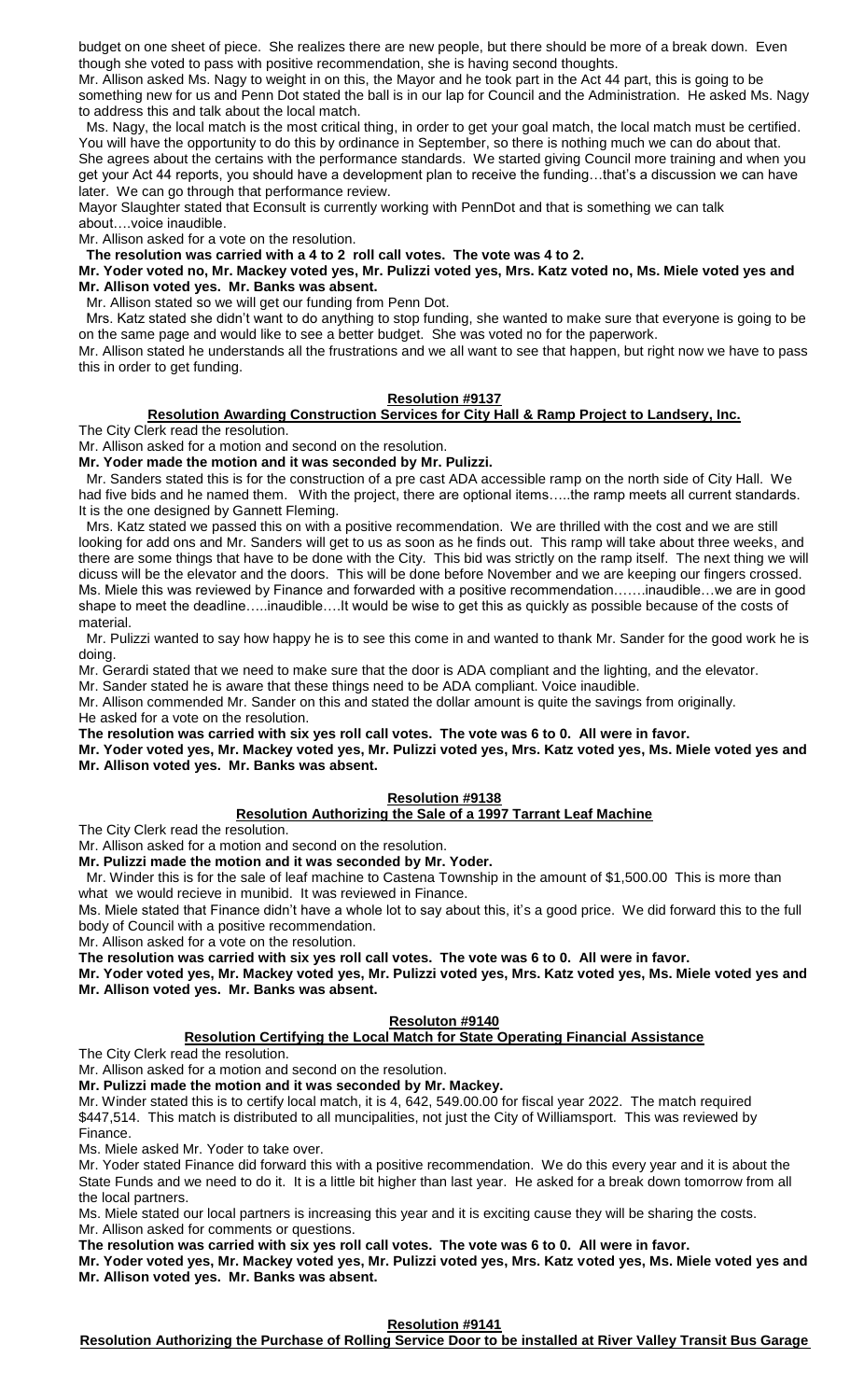budget on one sheet of piece. She realizes there are new people, but there should be more of a break down. Even though she voted to pass with positive recommendation, she is having second thoughts.

Mr. Allison asked Ms. Nagy to weight in on this, the Mayor and he took part in the Act 44 part, this is going to be something new for us and Penn Dot stated the ball is in our lap for Council and the Administration. He asked Ms. Nagy to address this and talk about the local match.

Ms. Nagy, the local match is the most critical thing, in order to get your goal match, the local match must be certified. You will have the opportunity to do this by ordinance in September, so there is nothing much we can do about that. She agrees about the certains with the performance standards. We started giving Council more training and when you get your Act 44 reports, you should have a development plan to receive the funding…that's a discussion we can have later. We can go through that performance review.

Mayor Slaughter stated that Econsult is currently working with PennDot and that is something we can talk about….voice inaudible.

Mr. Allison asked for a vote on the resolution.

**The resolution was carried with a 4 to 2 roll call votes. The vote was 4 to 2.**

**Mr. Yoder voted no, Mr. Mackey voted yes, Mr. Pulizzi voted yes, Mrs. Katz voted no, Ms. Miele voted yes and Mr. Allison voted yes. Mr. Banks was absent.**

Mr. Allison stated so we will get our funding from Penn Dot.

Mrs. Katz stated she didn't want to do anything to stop funding, she wanted to make sure that everyone is going to be on the same page and would like to see a better budget. She was voted no for the paperwork.

Mr. Allison stated he understands all the frustrations and we all want to see that happen, but right now we have to pass this in order to get funding.

**Resolution #9137**

**Resolution Awarding Construction Services for City Hall & Ramp Project to Landsery, Inc.**

The City Clerk read the resolution.

Mr. Allison asked for a motion and second on the resolution.

**Mr. Yoder made the motion and it was seconded by Mr. Pulizzi.**

Mr. Sanders stated this is for the construction of a pre cast ADA accessible ramp on the north side of City Hall. We had five bids and he named them. With the project, there are optional items…..the ramp meets all current standards. It is the one designed by Gannett Fleming.

Mrs. Katz stated we passed this on with a positive recommendation. We are thrilled with the cost and we are still looking for add ons and Mr. Sanders will get to us as soon as he finds out. This ramp will take about three weeks, and there are some things that have to be done with the City. This bid was strictly on the ramp itself. The next thing we will dicuss will be the elevator and the doors. This will be done before November and we are keeping our fingers crossed.

Ms. Miele this was reviewed by Finance and forwarded with a positive recommendation…….inaudible…we are in good shape to meet the deadline…..inaudible….It would be wise to get this as quickly as possible because of the costs of material.

Mr. Pulizzi wanted to say how happy he is to see this come in and wanted to thank Mr. Sander for the good work he is doing.

Mr. Gerardi stated that we need to make sure that the door is ADA compliant and the lighting, and the elevator.

Mr. Sander stated he is aware that these things need to be ADA compliant. Voice inaudible.

Mr. Allison commended Mr. Sander on this and stated the dollar amount is quite the savings from originally.

He asked for a vote on the resolution.

**The resolution was carried with six yes roll call votes. The vote was 6 to 0. All were in favor.**

**Mr. Yoder voted yes, Mr. Mackey voted yes, Mr. Pulizzi voted yes, Mrs. Katz voted yes, Ms. Miele voted yes and Mr. Allison voted yes. Mr. Banks was absent.**

**Resolution #9138**

**Resolution Authorizing the Sale of a 1997 Tarrant Leaf Machine**

The City Clerk read the resolution.

Mr. Allison asked for a motion and second on the resolution.

**Mr. Pulizzi made the motion and it was seconded by Mr. Yoder.**

Mr. Winder this is for the sale of leaf machine to Castena Township in the amount of $1,500.00 This is more than what we would recieve in munibid. It was reviewed in Finance.

Ms. Miele stated that Finance didn't have a whole lot to say about this, it's a good price. We did forward this to the full body of Council with a positive recommendation.

Mr. Allison asked for a vote on the resolution.

**The resolution was carried with six yes roll call votes. The vote was 6 to 0. All were in favor.**

**Mr. Yoder voted yes, Mr. Mackey voted yes, Mr. Pulizzi voted yes, Mrs. Katz voted yes, Ms. Miele voted yes and Mr. Allison voted yes. Mr. Banks was absent.**

**Resoluton #9140**

**Resolution Certifying the Local Match for State Operating Financial Assistance**

The City Clerk read the resolution.

Mr. Allison asked for a motion and second on the resolution.

**Mr. Pulizzi made the motion and it was seconded by Mr. Mackey.**

Mr. Winder stated this is to certify local match, it is 4, 642, 549.00.00 for fiscal year 2022. The match required $447,514. This match is distributed to all muncipalities, not just the City of Williamsport. This was reviewed by Finance.

Ms. Miele asked Mr. Yoder to take over.

Mr. Yoder stated Finance did forward this with a positive recommendation. We do this every year and it is about the State Funds and we need to do it. It is a little bit higher than last year. He asked for a break down tomorrow from all the local partners.

Ms. Miele stated our local partners is increasing this year and it is exciting cause they will be sharing the costs.

Mr. Allison asked for comments or questions.

**The resolution was carried with six yes roll call votes. The vote was 6 to 0. All were in favor.**

**Mr. Yoder voted yes, Mr. Mackey voted yes, Mr. Pulizzi voted yes, Mrs. Katz voted yes, Ms. Miele voted yes and Mr. Allison voted yes. Mr. Banks was absent.**

**Resolution #9141**

**Resolution Authorizing the Purchase of Rolling Service Door to be installed at River Valley Transit Bus Garage**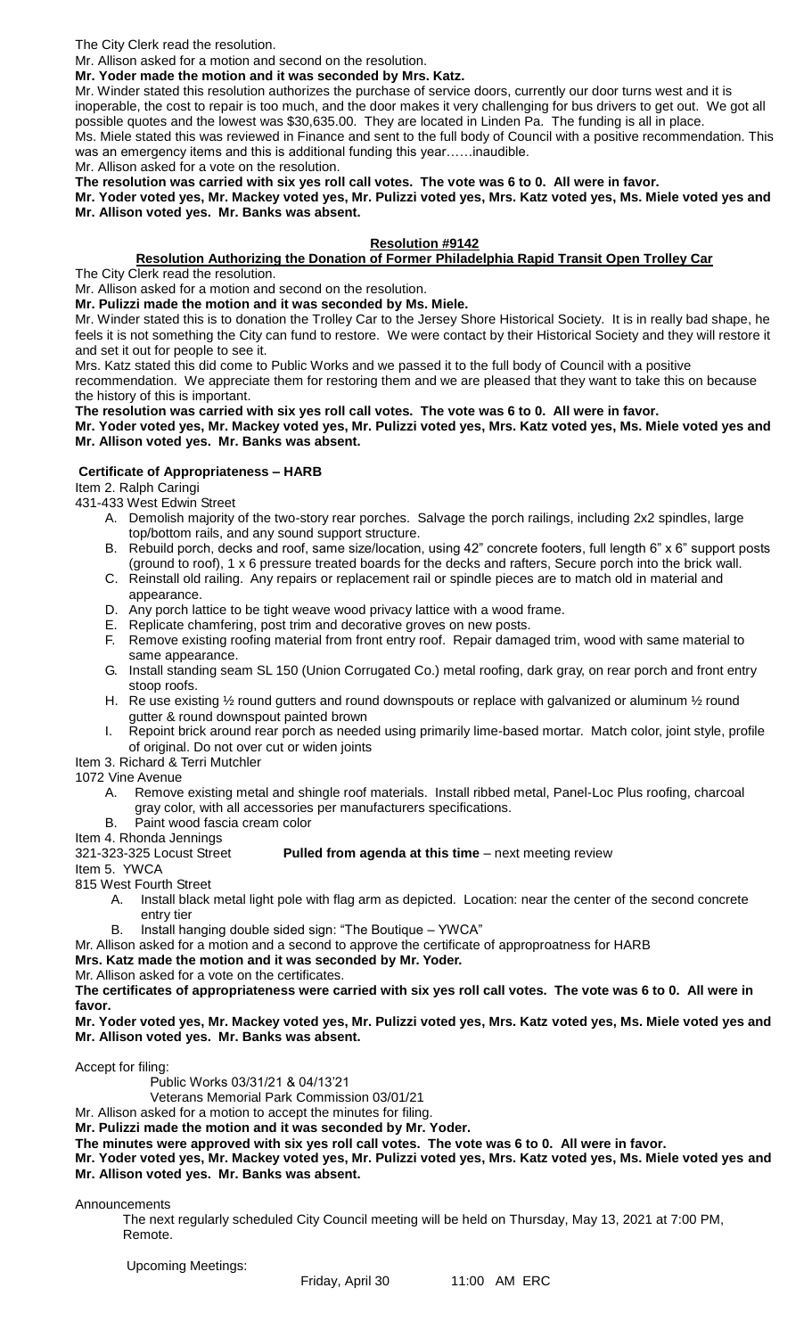The City Clerk read the resolution.

Mr. Allison asked for a motion and second on the resolution.

**Mr. Yoder made the motion and it was seconded by Mrs. Katz.**

Mr. Winder stated this resolution authorizes the purchase of service doors, currently our door turns west and it is inoperable, the cost to repair is too much, and the door makes it very challenging for bus drivers to get out. We got all possible quotes and the lowest was $30,635.00. They are located in Linden Pa. The funding is all in place.

Ms. Miele stated this was reviewed in Finance and sent to the full body of Council with a positive recommendation. This was an emergency items and this is additional funding this year……inaudible.

Mr. Allison asked for a vote on the resolution.

**The resolution was carried with six yes roll call votes. The vote was 6 to 0. All were in favor.**

**Mr. Yoder voted yes, Mr. Mackey voted yes, Mr. Pulizzi voted yes, Mrs. Katz voted yes, Ms. Miele voted yes and Mr. Allison voted yes. Mr. Banks was absent.**

## Resolution #9142

### Resolution Authorizing the Donation of Former Philadelphia Rapid Transit Open Trolley Car

The City Clerk read the resolution.

Mr. Allison asked for a motion and second on the resolution.

**Mr. Pulizzi made the motion and it was seconded by Ms. Miele.**

Mr. Winder stated this is to donation the Trolley Car to the Jersey Shore Historical Society. It is in really bad shape, he feels it is not something the City can fund to restore. We were contact by their Historical Society and they will restore it and set it out for people to see it.

Mrs. Katz stated this did come to Public Works and we passed it to the full body of Council with a positive recommendation. We appreciate them for restoring them and we are pleased that they want to take this on because the history of this is important.

**The resolution was carried with six yes roll call votes. The vote was 6 to 0. All were in favor.**

**Mr. Yoder voted yes, Mr. Mackey voted yes, Mr. Pulizzi voted yes, Mrs. Katz voted yes, Ms. Miele voted yes and Mr. Allison voted yes. Mr. Banks was absent.**

**Certificate of Appropriateness – HARB**

Item 2. Ralph Caringi

431-433 West Edwin Street

A. Demolish majority of the two-story rear porches. Salvage the porch railings, including 2x2 spindles, large top/bottom rails, and any sound support structure.
B. Rebuild porch, decks and roof, same size/location, using 42" concrete footers, full length 6" x 6" support posts (ground to roof), 1 x 6 pressure treated boards for the decks and rafters, Secure porch into the brick wall.
C. Reinstall old railing. Any repairs or replacement rail or spindle pieces are to match old in material and appearance.
D. Any porch lattice to be tight weave wood privacy lattice with a wood frame.
E. Replicate chamfering, post trim and decorative groves on new posts.
F. Remove existing roofing material from front entry roof. Repair damaged trim, wood with same material to same appearance.
G. Install standing seam SL 150 (Union Corrugated Co.) metal roofing, dark gray, on rear porch and front entry stoop roofs.
H. Re use existing ½ round gutters and round downspouts or replace with galvanized or aluminum ½ round gutter & round downspout painted brown
I. Repoint brick around rear porch as needed using primarily lime-based mortar. Match color, joint style, profile of original. Do not over cut or widen joints

Item 3. Richard & Terri Mutchler

1072 Vine Avenue

A. Remove existing metal and shingle roof materials. Install ribbed metal, Panel-Loc Plus roofing, charcoal gray color, with all accessories per manufacturers specifications.
B. Paint wood fascia cream color

Item 4. Rhonda Jennings

321-323-325 Locust Street **Pulled from agenda at this time** – next meeting review

Item 5. YWCA

815 West Fourth Street

A. Install black metal light pole with flag arm as depicted. Location: near the center of the second concrete entry tier
B. Install hanging double sided sign: "The Boutique – YWCA"

Mr. Allison asked for a motion and a second to approve the certificate of approproatness for HARB

**Mrs. Katz made the motion and it was seconded by Mr. Yoder.**

Mr. Allison asked for a vote on the certificates.

**The certificates of appropriateness were carried with six yes roll call votes. The vote was 6 to 0. All were in favor.**

**Mr. Yoder voted yes, Mr. Mackey voted yes, Mr. Pulizzi voted yes, Mrs. Katz voted yes, Ms. Miele voted yes and Mr. Allison voted yes. Mr. Banks was absent.**

Accept for filing:

Public Works 03/31/21 & 04/13'21

Veterans Memorial Park Commission 03/01/21

Mr. Allison asked for a motion to accept the minutes for filing.

**Mr. Pulizzi made the motion and it was seconded by Mr. Yoder.**

**The minutes were approved with six yes roll call votes. The vote was 6 to 0. All were in favor.**

**Mr. Yoder voted yes, Mr. Mackey voted yes, Mr. Pulizzi voted yes, Mrs. Katz voted yes, Ms. Miele voted yes and Mr. Allison voted yes. Mr. Banks was absent.**

Announcements

The next regularly scheduled City Council meeting will be held on Thursday, May 13, 2021 at 7:00 PM, Remote.

Upcoming Meetings:

Friday, April 30 11:00 AM ERC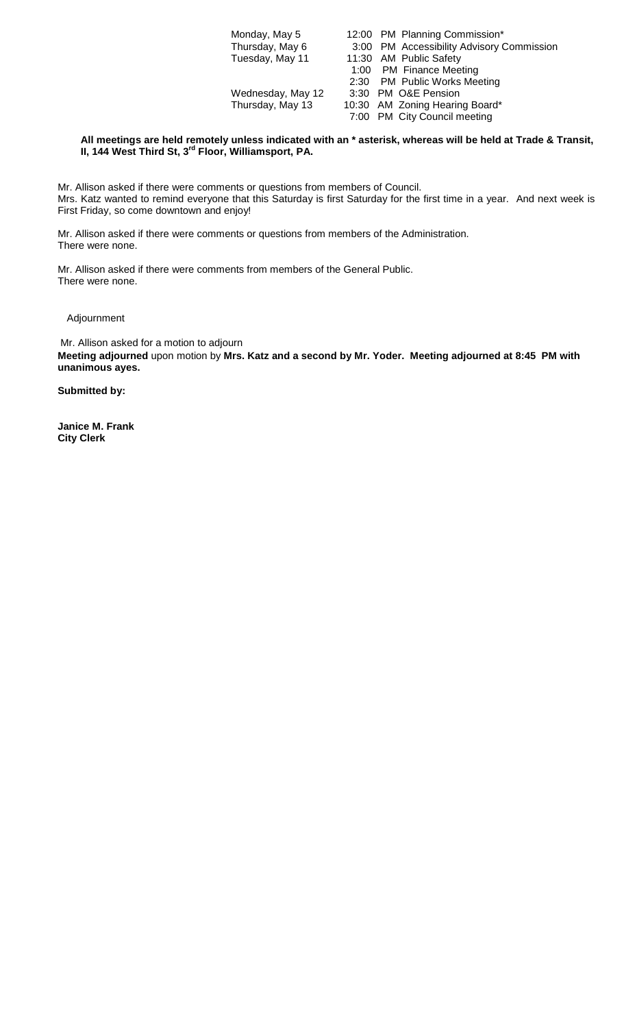| | | |
|---|---|---|
| Monday, May 5 | 12:00 PM | Planning Commission* |
| Thursday, May 6 | 3:00 PM | Accessibility Advisory Commission |
| Tuesday, May 11 | 11:30 AM | Public Safety |
| | 1:00 PM | Finance Meeting |
| | 2:30 PM | Public Works Meeting |
| Wednesday, May 12 | 3:30 PM | O&E Pension |
| Thursday, May 13 | 10:30 AM | Zoning Hearing Board* |
| | 7:00 PM | City Council meeting |

**All meetings are held remotely unless indicated with an * asterisk, whereas will be held at Trade & Transit, II, 144 West Third St, 3rd Floor, Williamsport, PA.**

Mr. Allison asked if there were comments or questions from members of Council.
Mrs. Katz wanted to remind everyone that this Saturday is first Saturday for the first time in a year. And next week is First Friday, so come downtown and enjoy!

Mr. Allison asked if there were comments or questions from members of the Administration.
There were none.

Mr. Allison asked if there were comments from members of the General Public.
There were none.

Adjournment

Mr. Allison asked for a motion to adjourn
**Meeting adjourned** upon motion by **Mrs. Katz and a second by Mr. Yoder. Meeting adjourned at 8:45 PM with unanimous ayes.**

**Submitted by:**

**Janice M. Frank**
**City Clerk**